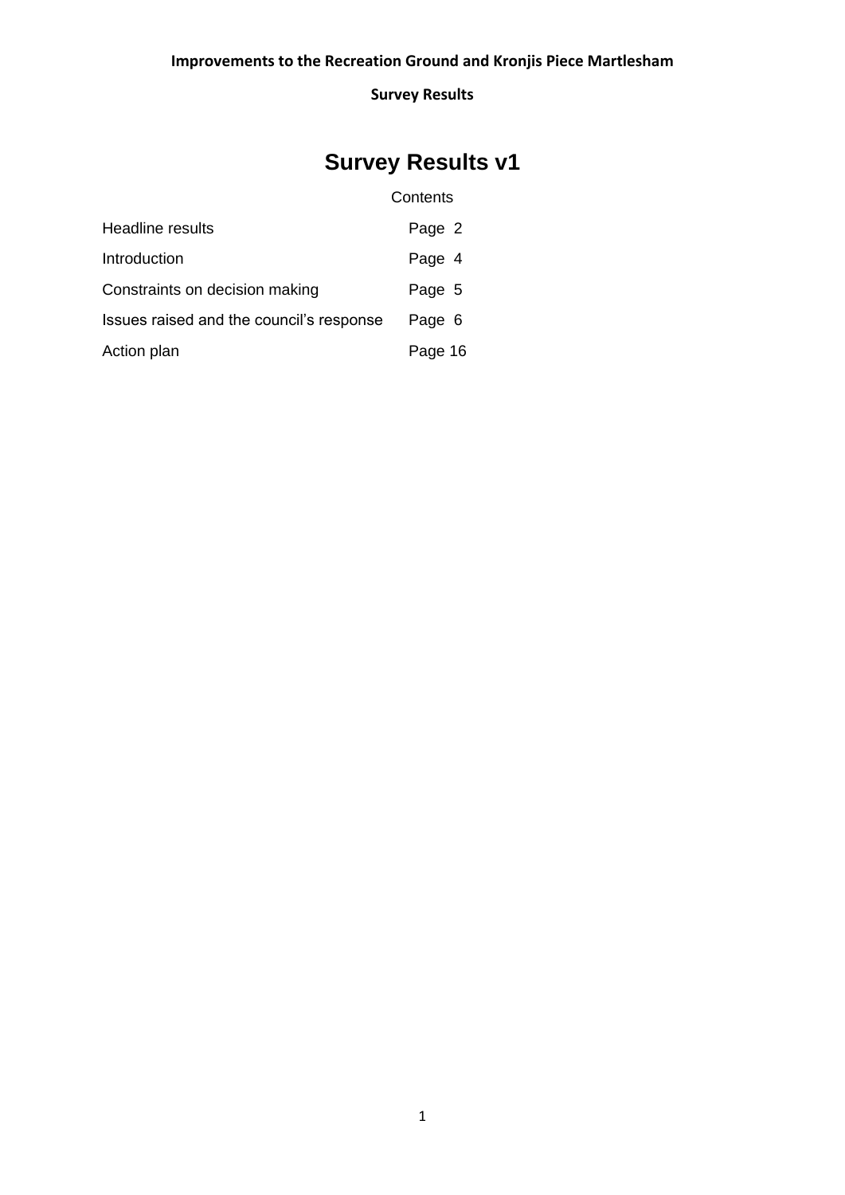# Survey Results v1

Contents

| | |
|---|---|
| Headline results | Page 2 |
| Introduction | Page 4 |
| Constraints on decision making | Page 5 |
| Issues raised and the council's response | Page 6 |
| Action plan | Page 16 |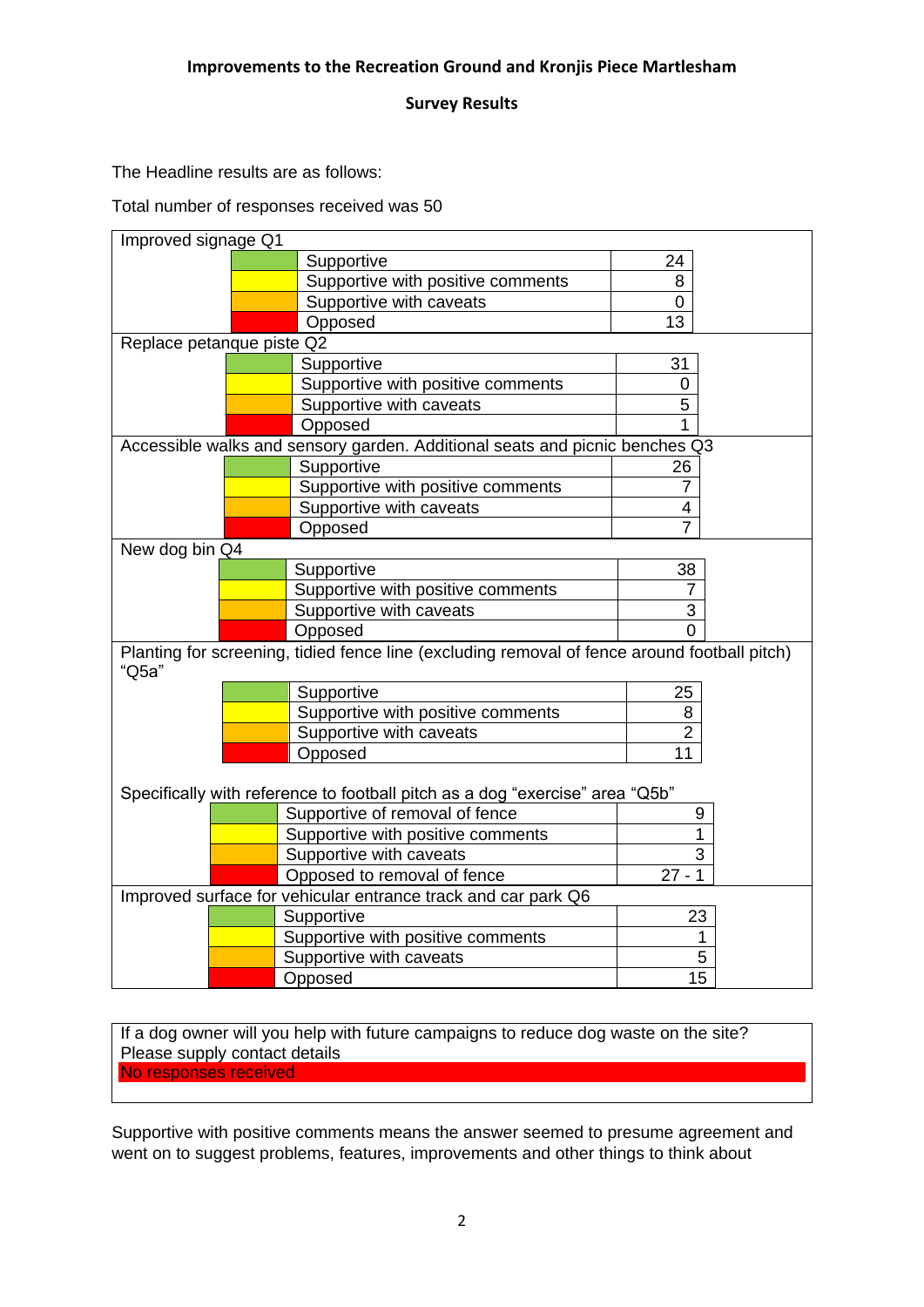**Improvements to the Recreation Ground and Kronjis Piece Martlesham**

**Survey Results**

The Headline results are as follows:

Total number of responses received was 50

| Question | Response | Count |
|---|---|---|
| **Improved signage Q1** | | |
| | Supportive | 24 |
| | Supportive with positive comments | 8 |
| | Supportive with caveats | 0 |
| | Opposed | 13 |
| **Replace petanque piste Q2** | | |
| | Supportive | 31 |
| | Supportive with positive comments | 0 |
| | Supportive with caveats | 5 |
| | Opposed | 1 |
| **Accessible walks and sensory garden. Additional seats and picnic benches Q3** | | |
| | Supportive | 26 |
| | Supportive with positive comments | 7 |
| | Supportive with caveats | 4 |
| | Opposed | 7 |
| **New dog bin Q4** | | |
| | Supportive | 38 |
| | Supportive with positive comments | 7 |
| | Supportive with caveats | 3 |
| | Opposed | 0 |
| **Planting for screening, tidied fence line (excluding removal of fence around football pitch) "Q5a"** | | |
| | Supportive | 25 |
| | Supportive with positive comments | 8 |
| | Supportive with caveats | 2 |
| | Opposed | 11 |
| **Specifically with reference to football pitch as a dog "exercise" area "Q5b"** | | |
| | Supportive of removal of fence | 9 |
| | Supportive with positive comments | 1 |
| | Supportive with caveats | 3 |
| | Opposed to removal of fence | 27 - 1 |
| **Improved surface for vehicular entrance track and car park Q6** | | |
| | Supportive | 23 |
| | Supportive with positive comments | 1 |
| | Supportive with caveats | 5 |
| | Opposed | 15 |

If a dog owner will you help with future campaigns to reduce dog waste on the site? Please supply contact details

No responses received

Supportive with positive comments means the answer seemed to presume agreement and went on to suggest problems, features, improvements and other things to think about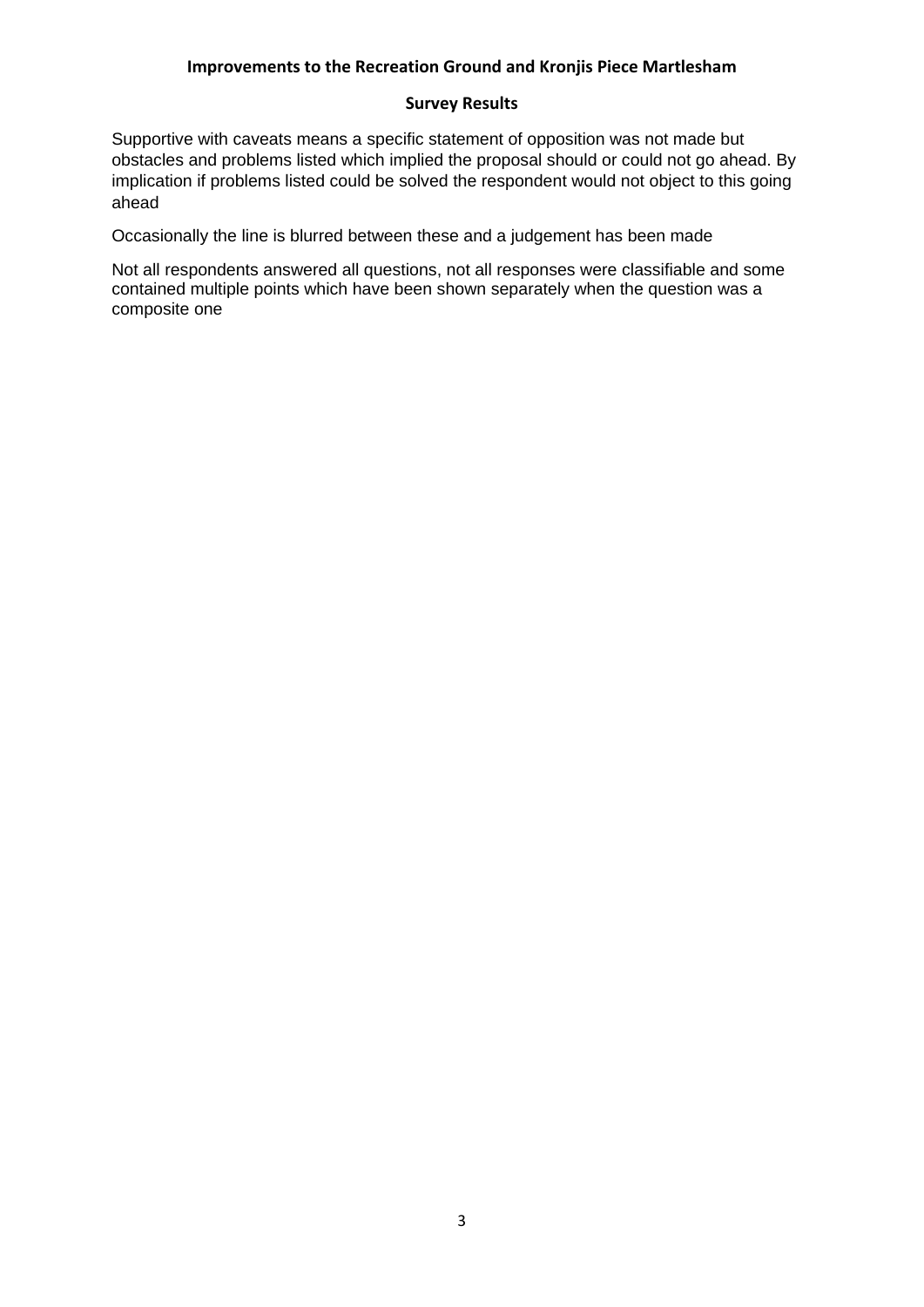**Improvements to the Recreation Ground and Kronjis Piece Martlesham**

**Survey Results**

Supportive with caveats means a specific statement of opposition was not made but obstacles and problems listed which implied the proposal should or could not go ahead. By implication if problems listed could be solved the respondent would not object to this going ahead

Occasionally the line is blurred between these and a judgement has been made

Not all respondents answered all questions, not all responses were classifiable and some contained multiple points which have been shown separately when the question was a composite one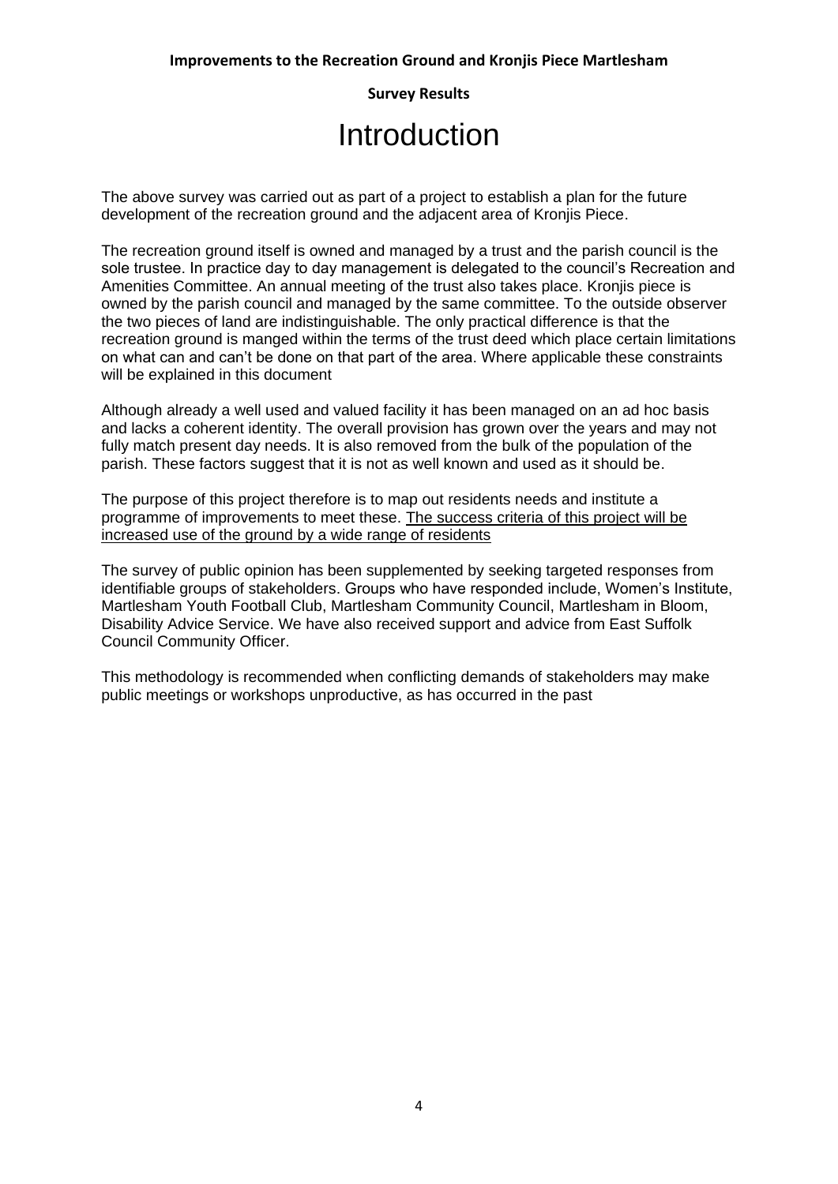**Improvements to the Recreation Ground and Kronjis Piece Martlesham**

**Survey Results**

# Introduction

The above survey was carried out as part of a project to establish a plan for the future development of the recreation ground and the adjacent area of Kronjis Piece.

The recreation ground itself is owned and managed by a trust and the parish council is the sole trustee. In practice day to day management is delegated to the council's Recreation and Amenities Committee. An annual meeting of the trust also takes place. Kronjis piece is owned by the parish council and managed by the same committee. To the outside observer the two pieces of land are indistinguishable. The only practical difference is that the recreation ground is manged within the terms of the trust deed which place certain limitations on what can and can't be done on that part of the area. Where applicable these constraints will be explained in this document

Although already a well used and valued facility it has been managed on an ad hoc basis and lacks a coherent identity. The overall provision has grown over the years and may not fully match present day needs. It is also removed from the bulk of the population of the parish. These factors suggest that it is not as well known and used as it should be.

The purpose of this project therefore is to map out residents needs and institute a programme of improvements to meet these. <u>The success criteria of this project will be increased use of the ground by a wide range of residents</u>

The survey of public opinion has been supplemented by seeking targeted responses from identifiable groups of stakeholders. Groups who have responded include, Women's Institute, Martlesham Youth Football Club, Martlesham Community Council, Martlesham in Bloom, Disability Advice Service. We have also received support and advice from East Suffolk Council Community Officer.

This methodology is recommended when conflicting demands of stakeholders may make public meetings or workshops unproductive, as has occurred in the past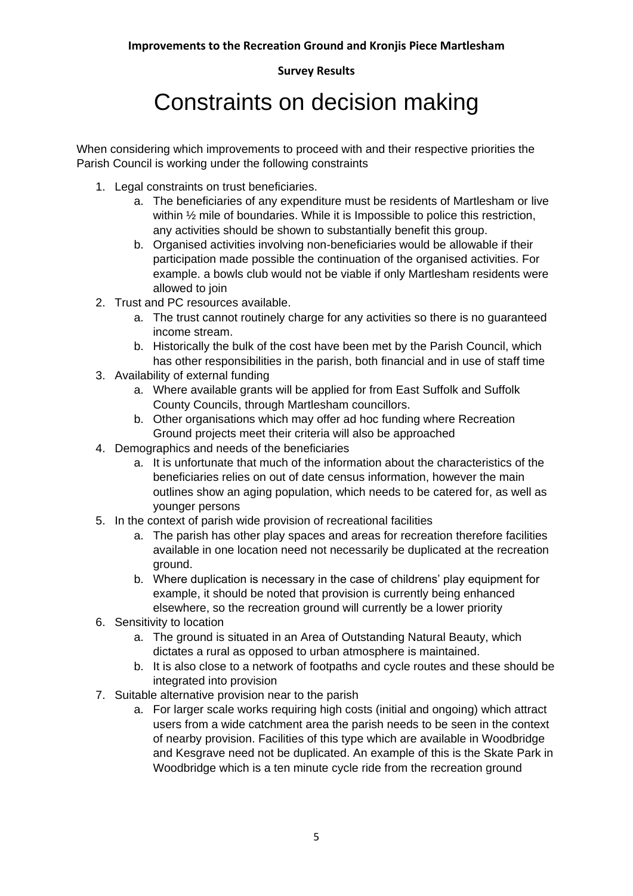**Improvements to the Recreation Ground and Kronjis Piece Martlesham**

**Survey Results**

# Constraints on decision making

When considering which improvements to proceed with and their respective priorities the Parish Council is working under the following constraints

1. Legal constraints on trust beneficiaries.
    a. The beneficiaries of any expenditure must be residents of Martlesham or live within ½ mile of boundaries. While it is Impossible to police this restriction, any activities should be shown to substantially benefit this group.
    b. Organised activities involving non-beneficiaries would be allowable if their participation made possible the continuation of the organised activities. For example. a bowls club would not be viable if only Martlesham residents were allowed to join
2. Trust and PC resources available.
    a. The trust cannot routinely charge for any activities so there is no guaranteed income stream.
    b. Historically the bulk of the cost have been met by the Parish Council, which has other responsibilities in the parish, both financial and in use of staff time
3. Availability of external funding
    a. Where available grants will be applied for from East Suffolk and Suffolk County Councils, through Martlesham councillors.
    b. Other organisations which may offer ad hoc funding where Recreation Ground projects meet their criteria will also be approached
4. Demographics and needs of the beneficiaries
    a. It is unfortunate that much of the information about the characteristics of the beneficiaries relies on out of date census information, however the main outlines show an aging population, which needs to be catered for, as well as younger persons
5. In the context of parish wide provision of recreational facilities
    a. The parish has other play spaces and areas for recreation therefore facilities available in one location need not necessarily be duplicated at the recreation ground.
    b. Where duplication is necessary in the case of childrens' play equipment for example, it should be noted that provision is currently being enhanced elsewhere, so the recreation ground will currently be a lower priority
6. Sensitivity to location
    a. The ground is situated in an Area of Outstanding Natural Beauty, which dictates a rural as opposed to urban atmosphere is maintained.
    b. It is also close to a network of footpaths and cycle routes and these should be integrated into provision
7. Suitable alternative provision near to the parish
    a. For larger scale works requiring high costs (initial and ongoing) which attract users from a wide catchment area the parish needs to be seen in the context of nearby provision. Facilities of this type which are available in Woodbridge and Kesgrave need not be duplicated. An example of this is the Skate Park in Woodbridge which is a ten minute cycle ride from the recreation ground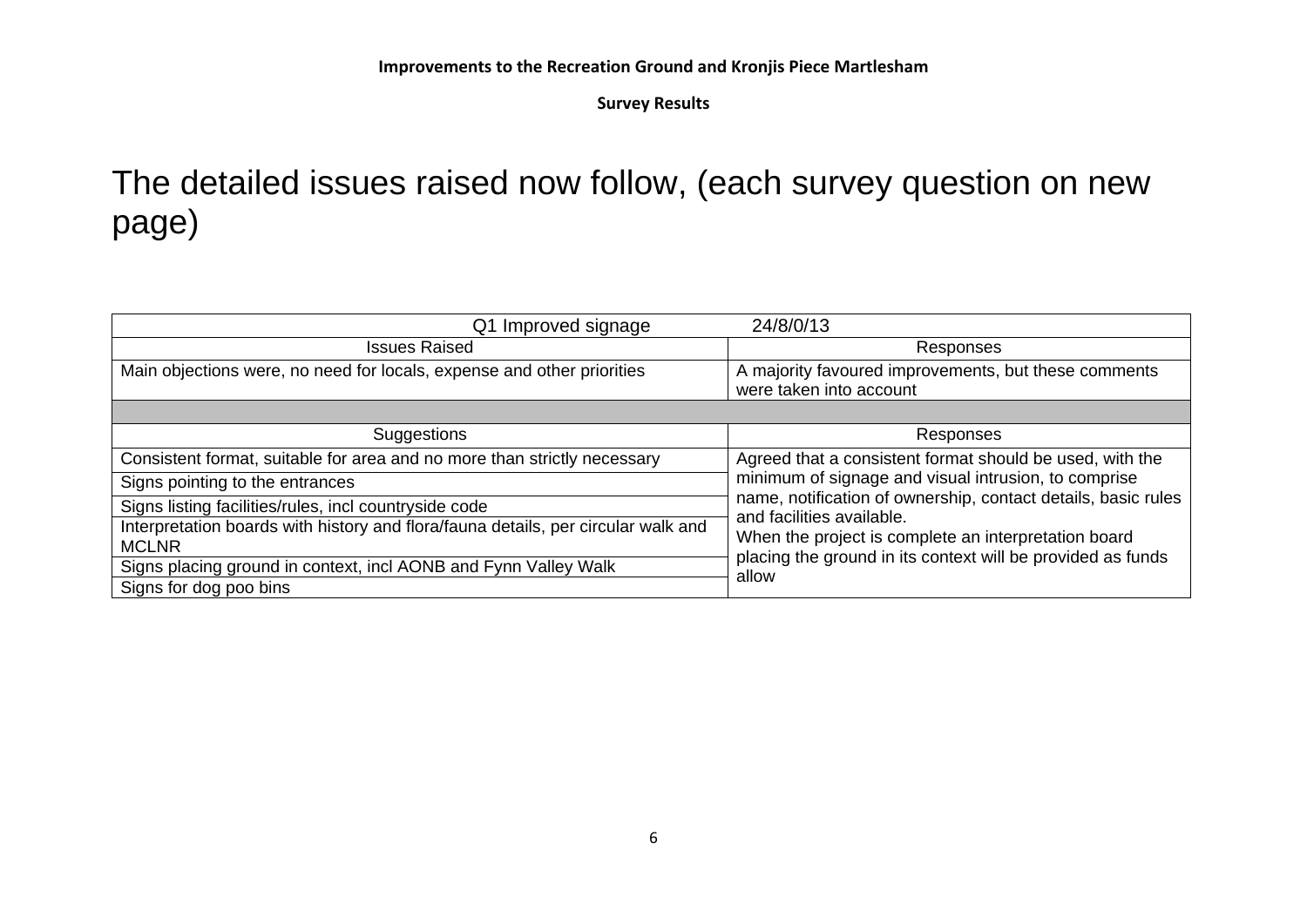The detailed issues raised now follow, (each survey question on new page)

| Q1 Improved signage 24/8/0/13 | |
|---|---|
| Issues Raised | Responses |
| Main objections were, no need for locals, expense and other priorities | A majority favoured improvements, but these comments were taken into account |
| | |
| Suggestions | Responses |
| Consistent format, suitable for area and no more than strictly necessary | Agreed that a consistent format should be used, with the minimum of signage and visual intrusion, to comprise name, notification of ownership, contact details, basic rules and facilities available.<br>When the project is complete an interpretation board placing the ground in its context will be provided as funds allow |
| Signs pointing to the entrances | |
| Signs listing facilities/rules, incl countryside code | |
| Interpretation boards with history and flora/fauna details, per circular walk and MCLNR | |
| Signs placing ground in context, incl AONB and Fynn Valley Walk | |
| Signs for dog poo bins | |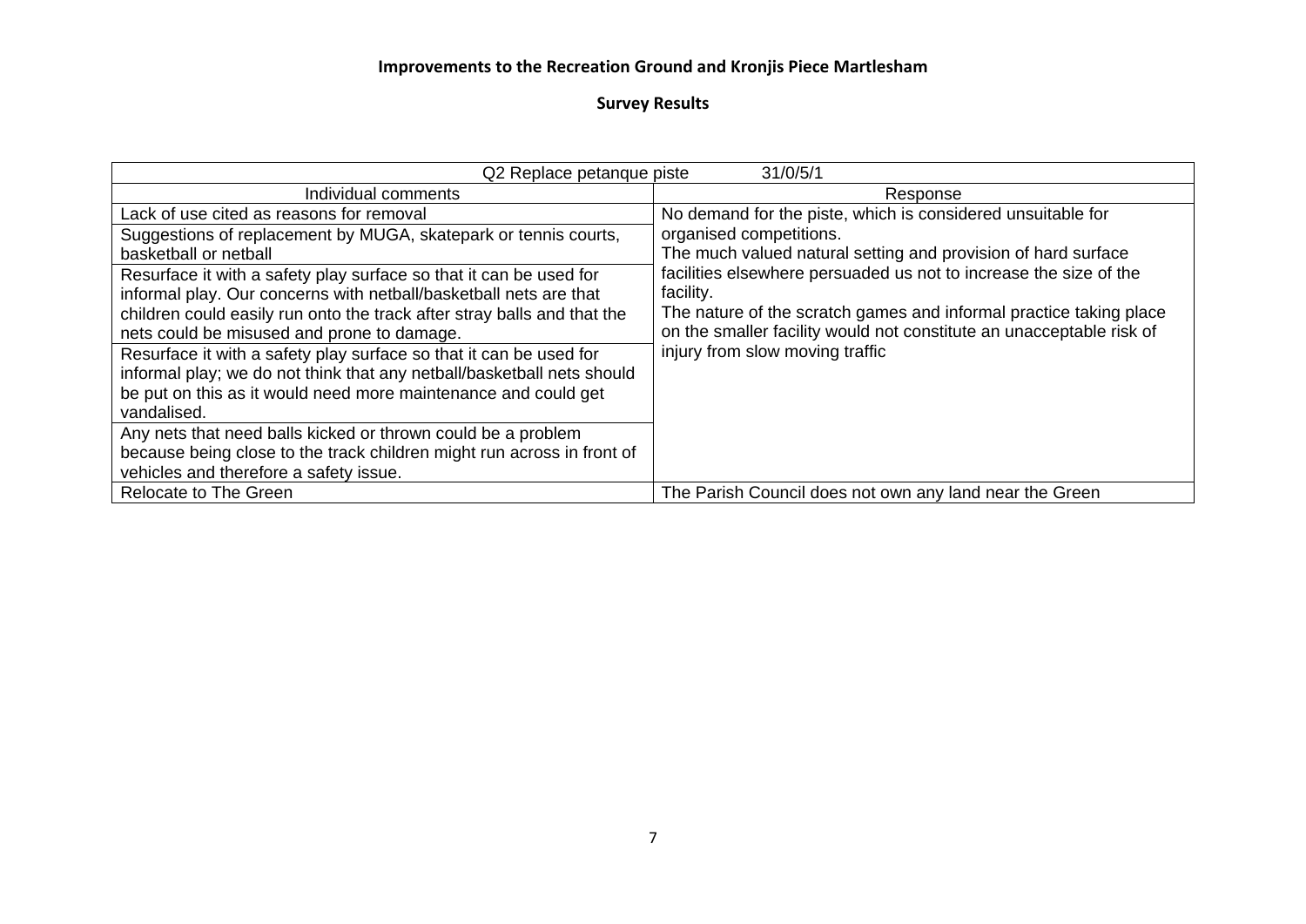**Improvements to the Recreation Ground and Kronjis Piece Martlesham**

**Survey Results**

| Q2 Replace petanque piste 31/0/5/1 | |
|---|---|
| Individual comments | Response |
| Lack of use cited as reasons for removal | No demand for the piste, which is considered unsuitable for organised competitions.<br>The much valued natural setting and provision of hard surface facilities elsewhere persuaded us not to increase the size of the facility.<br>The nature of the scratch games and informal practice taking place on the smaller facility would not constitute an unacceptable risk of injury from slow moving traffic |
| Suggestions of replacement by MUGA, skatepark or tennis courts, basketball or netball | |
| Resurface it with a safety play surface so that it can be used for informal play. Our concerns with netball/basketball nets are that children could easily run onto the track after stray balls and that the nets could be misused and prone to damage. | |
| Resurface it with a safety play surface so that it can be used for informal play; we do not think that any netball/basketball nets should be put on this as it would need more maintenance and could get vandalised. | |
| Any nets that need balls kicked or thrown could be a problem because being close to the track children might run across in front of vehicles and therefore a safety issue. | |
| Relocate to The Green | The Parish Council does not own any land near the Green |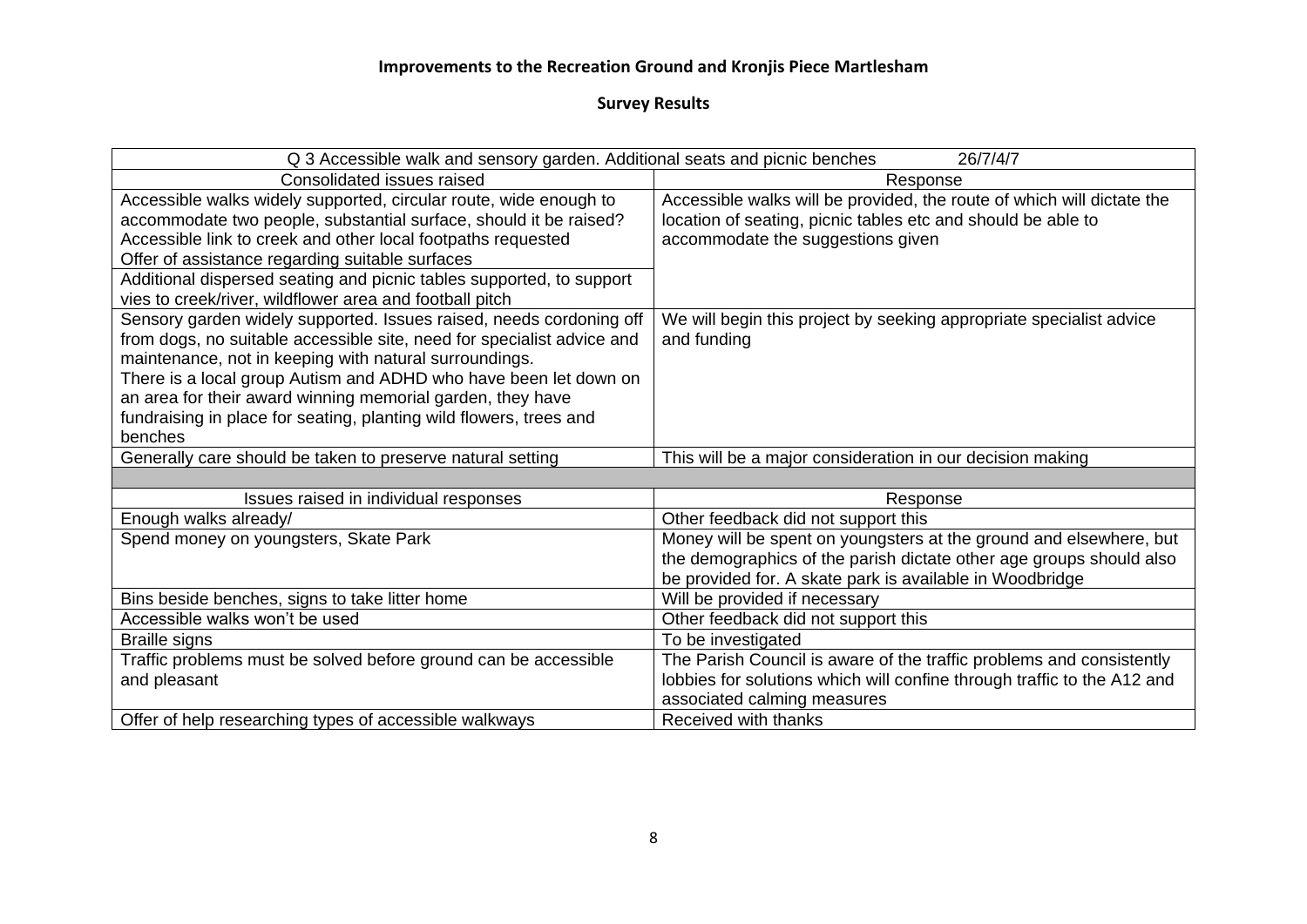**Improvements to the Recreation Ground and Kronjis Piece Martlesham**

**Survey Results**

| Q 3 Accessible walk and sensory garden. Additional seats and picnic benches 26/7/4/7 | |
|---|---|
| Consolidated issues raised | Response |
| Accessible walks widely supported, circular route, wide enough to accommodate two people, substantial surface, should it be raised? Accessible link to creek and other local footpaths requested Offer of assistance regarding suitable surfaces | Accessible walks will be provided, the route of which will dictate the location of seating, picnic tables etc and should be able to accommodate the suggestions given |
| Additional dispersed seating and picnic tables supported, to support vies to creek/river, wildflower area and football pitch | |
| Sensory garden widely supported. Issues raised, needs cordoning off from dogs, no suitable accessible site, need for specialist advice and maintenance, not in keeping with natural surroundings. There is a local group Autism and ADHD who have been let down on an area for their award winning memorial garden, they have fundraising in place for seating, planting wild flowers, trees and benches | We will begin this project by seeking appropriate specialist advice and funding |
| Generally care should be taken to preserve natural setting | This will be a major consideration in our decision making |
| | |
| Issues raised in individual responses | Response |
| Enough walks already/ | Other feedback did not support this |
| Spend money on youngsters, Skate Park | Money will be spent on youngsters at the ground and elsewhere, but the demographics of the parish dictate other age groups should also be provided for. A skate park is available in Woodbridge |
| Bins beside benches, signs to take litter home | Will be provided if necessary |
| Accessible walks won't be used | Other feedback did not support this |
| Braille signs | To be investigated |
| Traffic problems must be solved before ground can be accessible and pleasant | The Parish Council is aware of the traffic problems and consistently lobbies for solutions which will confine through traffic to the A12 and associated calming measures |
| Offer of help researching types of accessible walkways | Received with thanks |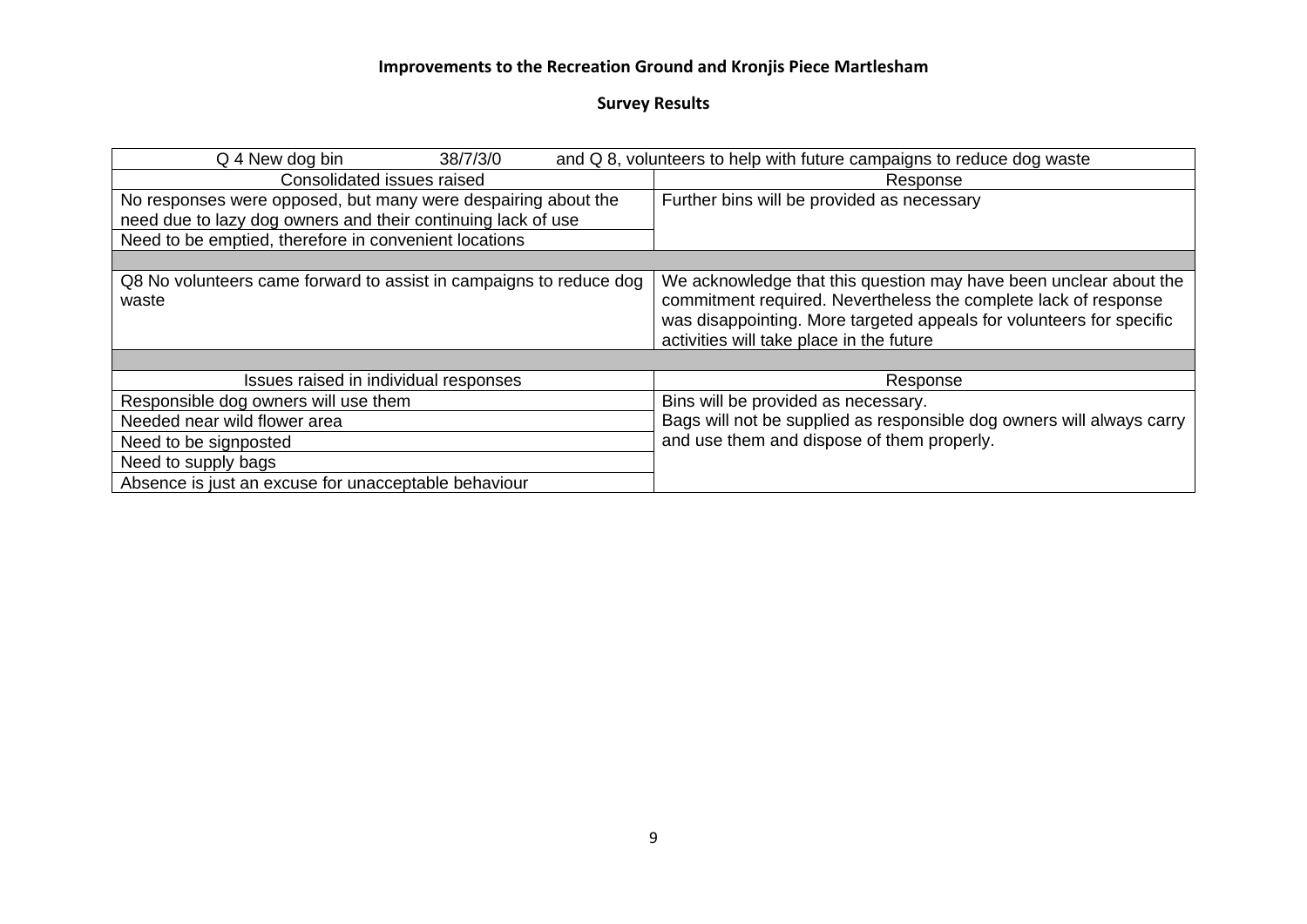## Improvements to the Recreation Ground and Kronjis Piece Martlesham

### Survey Results

| Q 4 New dog bin 38/7/3/0 and Q 8, volunteers to help with future campaigns to reduce dog waste | |
|---|---|
| Consolidated issues raised | Response |
| No responses were opposed, but many were despairing about the need due to lazy dog owners and their continuing lack of use | Further bins will be provided as necessary |
| Need to be emptied, therefore in convenient locations | |
| | |
| Q8 No volunteers came forward to assist in campaigns to reduce dog waste | We acknowledge that this question may have been unclear about the commitment required. Nevertheless the complete lack of response was disappointing. More targeted appeals for volunteers for specific activities will take place in the future |
| | |
| Issues raised in individual responses | Response |
| Responsible dog owners will use them | Bins will be provided as necessary. Bags will not be supplied as responsible dog owners will always carry and use them and dispose of them properly. |
| Needed near wild flower area | |
| Need to be signposted | |
| Need to supply bags | |
| Absence is just an excuse for unacceptable behaviour | |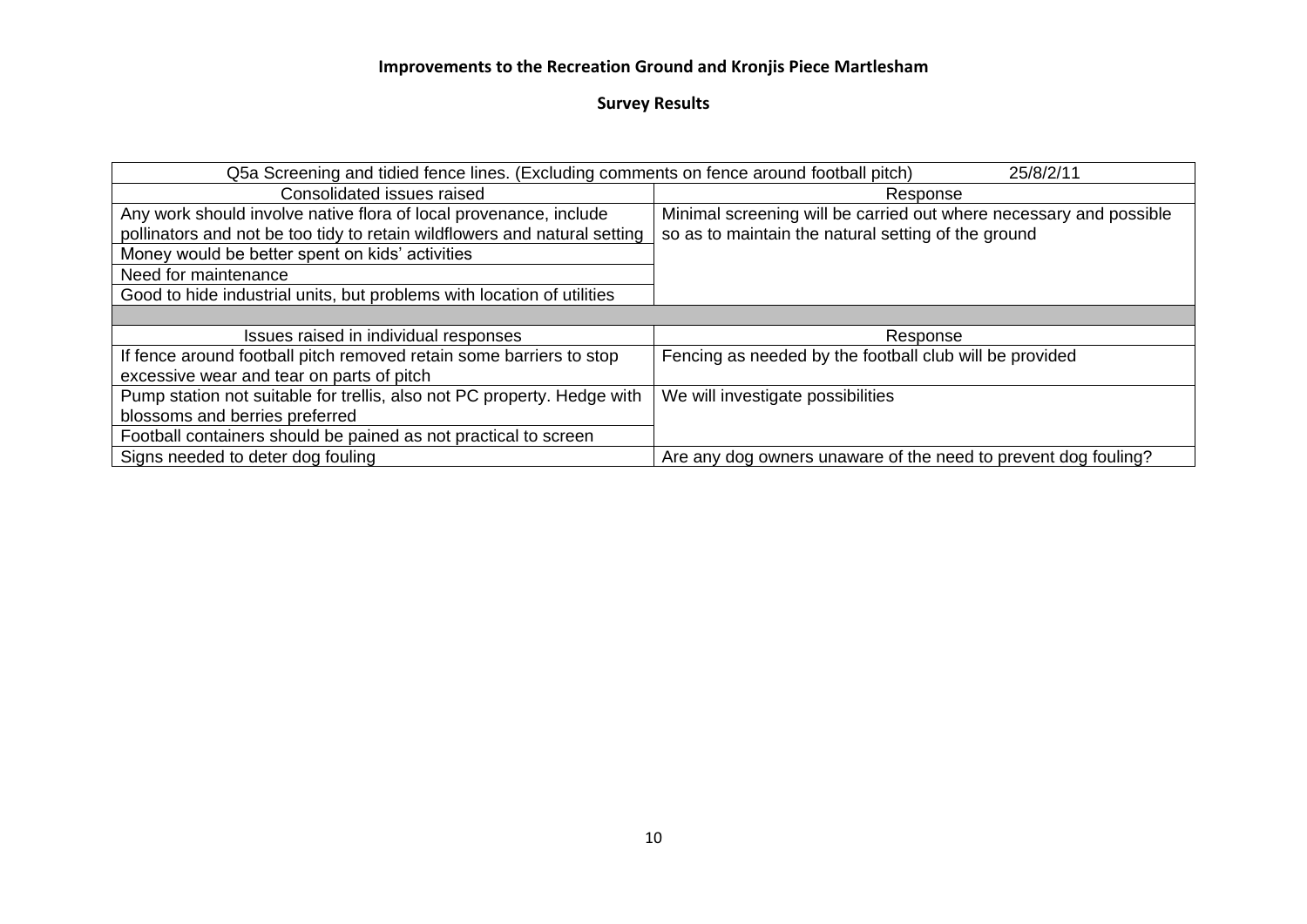## Improvements to the Recreation Ground and Kronjis Piece Martlesham

### Survey Results

| Q5a Screening and tidied fence lines. (Excluding comments on fence around football pitch) 25/8/2/11 | |
|---|---|
| **Consolidated issues raised** | **Response** |
| Any work should involve native flora of local provenance, include pollinators and not be too tidy to retain wildflowers and natural setting | Minimal screening will be carried out where necessary and possible so as to maintain the natural setting of the ground |
| Money would be better spent on kids' activities | |
| Need for maintenance | |
| Good to hide industrial units, but problems with location of utilities | |
| | |
| **Issues raised in individual responses** | **Response** |
| If fence around football pitch removed retain some barriers to stop excessive wear and tear on parts of pitch | Fencing as needed by the football club will be provided |
| Pump station not suitable for trellis, also not PC property. Hedge with blossoms and berries preferred | We will investigate possibilities |
| Football containers should be pained as not practical to screen | |
| Signs needed to deter dog fouling | Are any dog owners unaware of the need to prevent dog fouling? |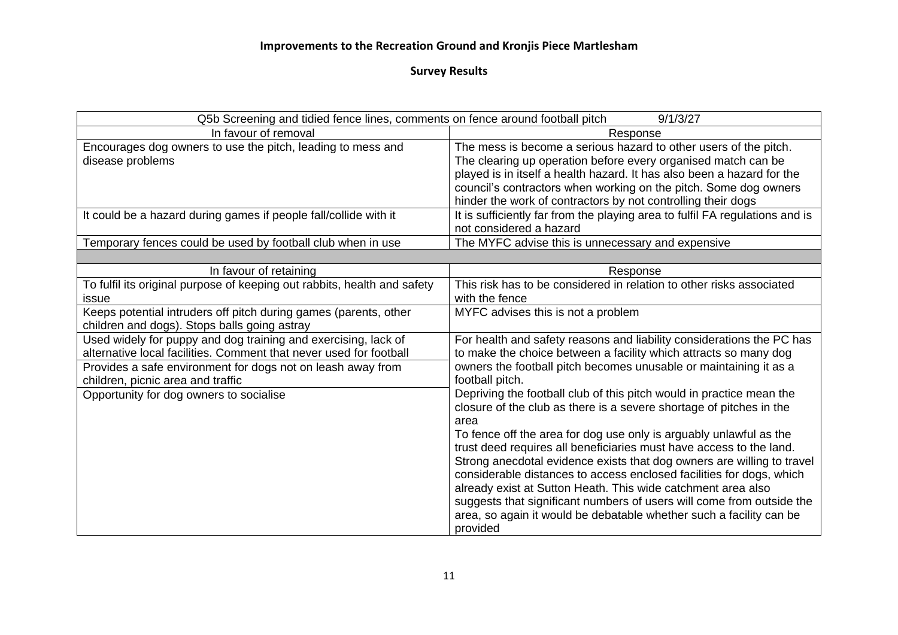# Improvements to the Recreation Ground and Kronjis Piece Martlesham

## Survey Results

| Q5b Screening and tidied fence lines, comments on fence around football pitch 9/1/3/27 | |
|---|---|
| **In favour of removal** | **Response** |
| Encourages dog owners to use the pitch, leading to mess and disease problems | The mess is become a serious hazard to other users of the pitch. The clearing up operation before every organised match can be played is in itself a health hazard. It has also been a hazard for the council's contractors when working on the pitch. Some dog owners hinder the work of contractors by not controlling their dogs |
| It could be a hazard during games if people fall/collide with it | It is sufficiently far from the playing area to fulfil FA regulations and is not considered a hazard |
| Temporary fences could be used by football club when in use | The MYFC advise this is unnecessary and expensive |
| | |
| **In favour of retaining** | **Response** |
| To fulfil its original purpose of keeping out rabbits, health and safety issue | This risk has to be considered in relation to other risks associated with the fence |
| Keeps potential intruders off pitch during games (parents, other children and dogs). Stops balls going astray | MYFC advises this is not a problem |
| Used widely for puppy and dog training and exercising, lack of alternative local facilities. Comment that never used for football<br>Provides a safe environment for dogs not on leash away from children, picnic area and traffic<br>Opportunity for dog owners to socialise | For health and safety reasons and liability considerations the PC has to make the choice between a facility which attracts so many dog owners the football pitch becomes unusable or maintaining it as a football pitch.<br>Depriving the football club of this pitch would in practice mean the closure of the club as there is a severe shortage of pitches in the area<br>To fence off the area for dog use only is arguably unlawful as the trust deed requires all beneficiaries must have access to the land. Strong anecdotal evidence exists that dog owners are willing to travel considerable distances to access enclosed facilities for dogs, which already exist at Sutton Heath. This wide catchment area also suggests that significant numbers of users will come from outside the area, so again it would be debatable whether such a facility can be provided |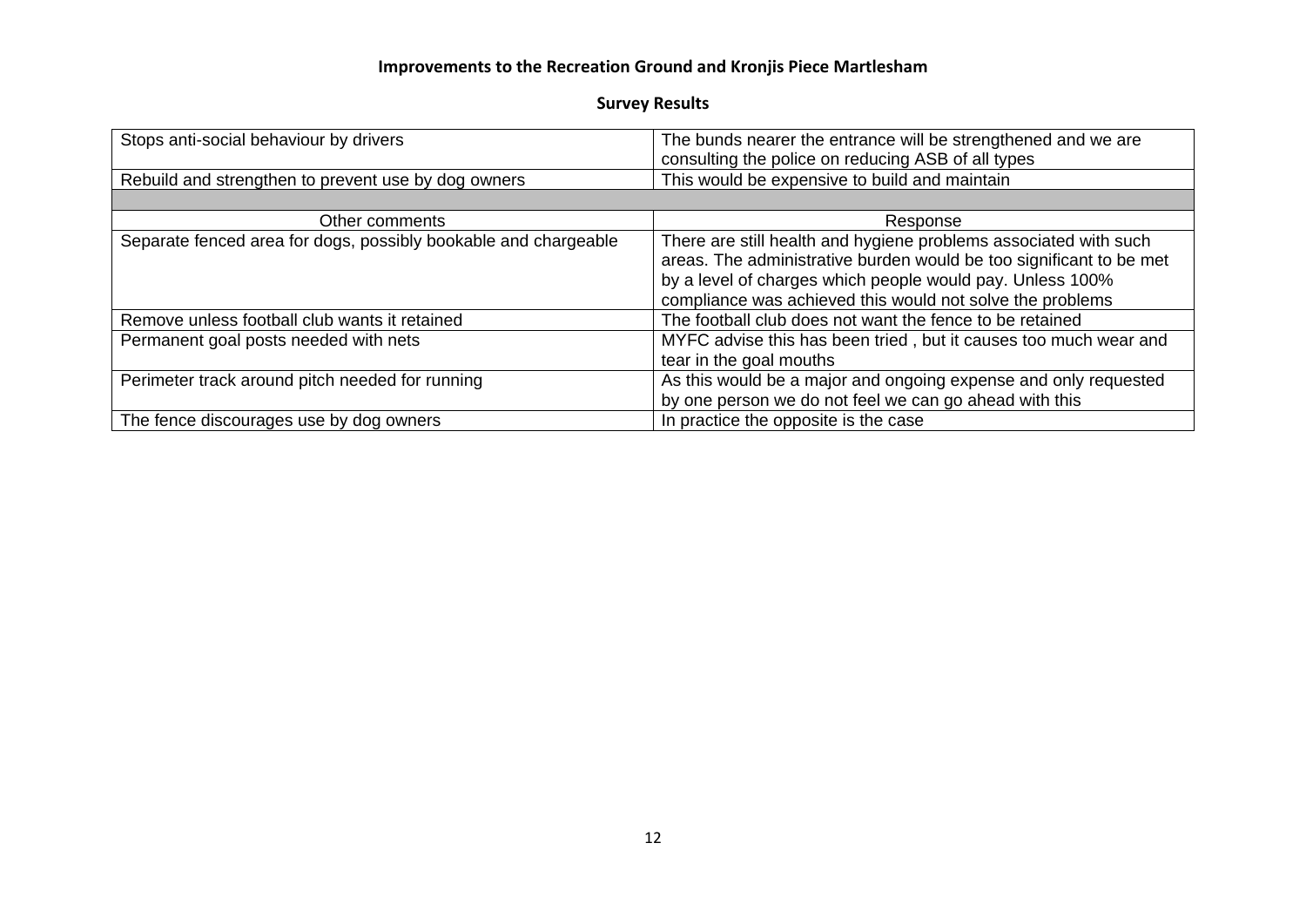**Improvements to the Recreation Ground and Kronjis Piece Martlesham**

**Survey Results**

| | |
|---|---|
| Stops anti-social behaviour by drivers | The bunds nearer the entrance will be strengthened and we are consulting the police on reducing ASB of all types |
| Rebuild and strengthen to prevent use by dog owners | This would be expensive to build and maintain |
| | |
| Other comments | Response |
| Separate fenced area for dogs, possibly bookable and chargeable | There are still health and hygiene problems associated with such areas. The administrative burden would be too significant to be met by a level of charges which people would pay. Unless 100% compliance was achieved this would not solve the problems |
| Remove unless football club wants it retained | The football club does not want the fence to be retained |
| Permanent goal posts needed with nets | MYFC advise this has been tried , but it causes too much wear and tear in the goal mouths |
| Perimeter track around pitch needed for running | As this would be a major and ongoing expense and only requested by one person we do not feel we can go ahead with this |
| The fence discourages use by dog owners | In practice the opposite is the case |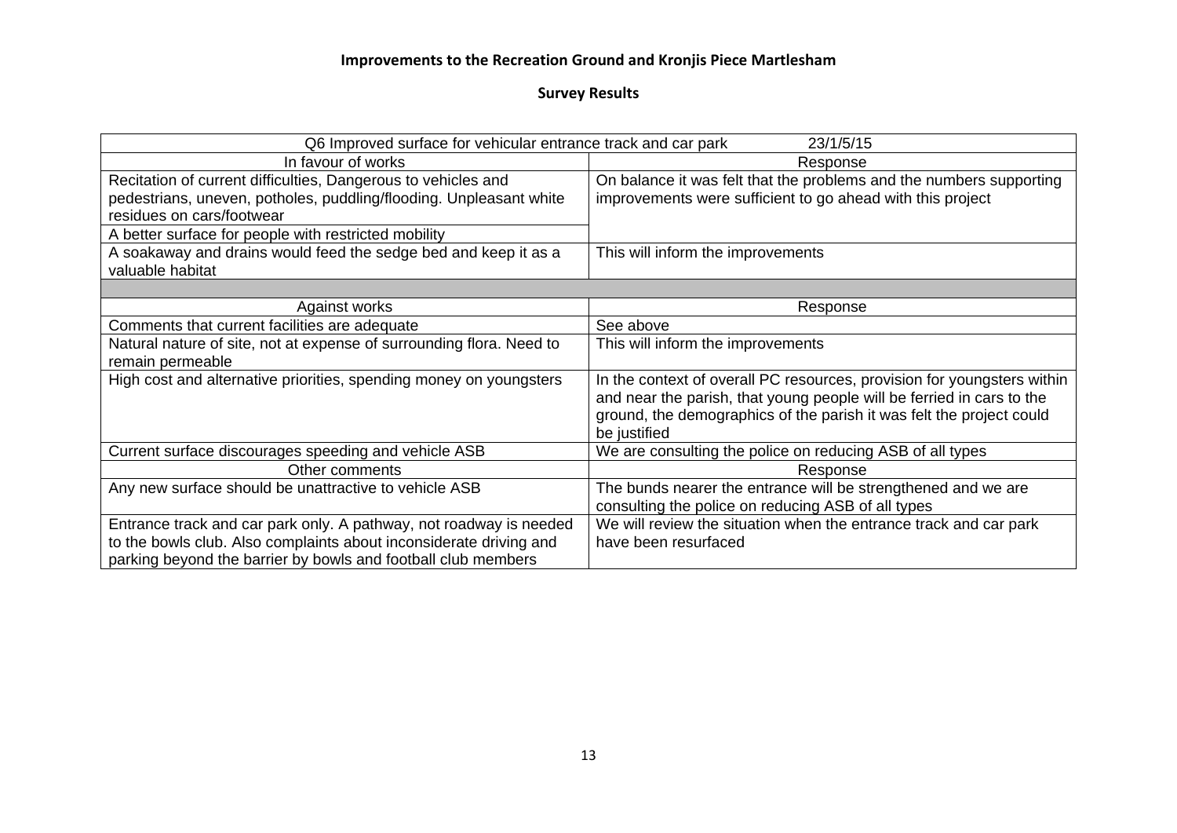**Improvements to the Recreation Ground and Kronjis Piece Martlesham**

**Survey Results**

| Q6 Improved surface for vehicular entrance track and car park 23/1/5/15 | |
|---|---|
| In favour of works | Response |
| Recitation of current difficulties, Dangerous to vehicles and pedestrians, uneven, potholes, puddling/flooding. Unpleasant white residues on cars/footwear | On balance it was felt that the problems and the numbers supporting improvements were sufficient to go ahead with this project |
| A better surface for people with restricted mobility | |
| A soakaway and drains would feed the sedge bed and keep it as a valuable habitat | This will inform the improvements |
| | |
| Against works | Response |
| Comments that current facilities are adequate | See above |
| Natural nature of site, not at expense of surrounding flora. Need to remain permeable | This will inform the improvements |
| High cost and alternative priorities, spending money on youngsters | In the context of overall PC resources, provision for youngsters within and near the parish, that young people will be ferried in cars to the ground, the demographics of the parish it was felt the project could be justified |
| Current surface discourages speeding and vehicle ASB | We are consulting the police on reducing ASB of all types |
| Other comments | Response |
| Any new surface should be unattractive to vehicle ASB | The bunds nearer the entrance will be strengthened and we are consulting the police on reducing ASB of all types |
| Entrance track and car park only. A pathway, not roadway is needed to the bowls club. Also complaints about inconsiderate driving and parking beyond the barrier by bowls and football club members | We will review the situation when the entrance track and car park have been resurfaced |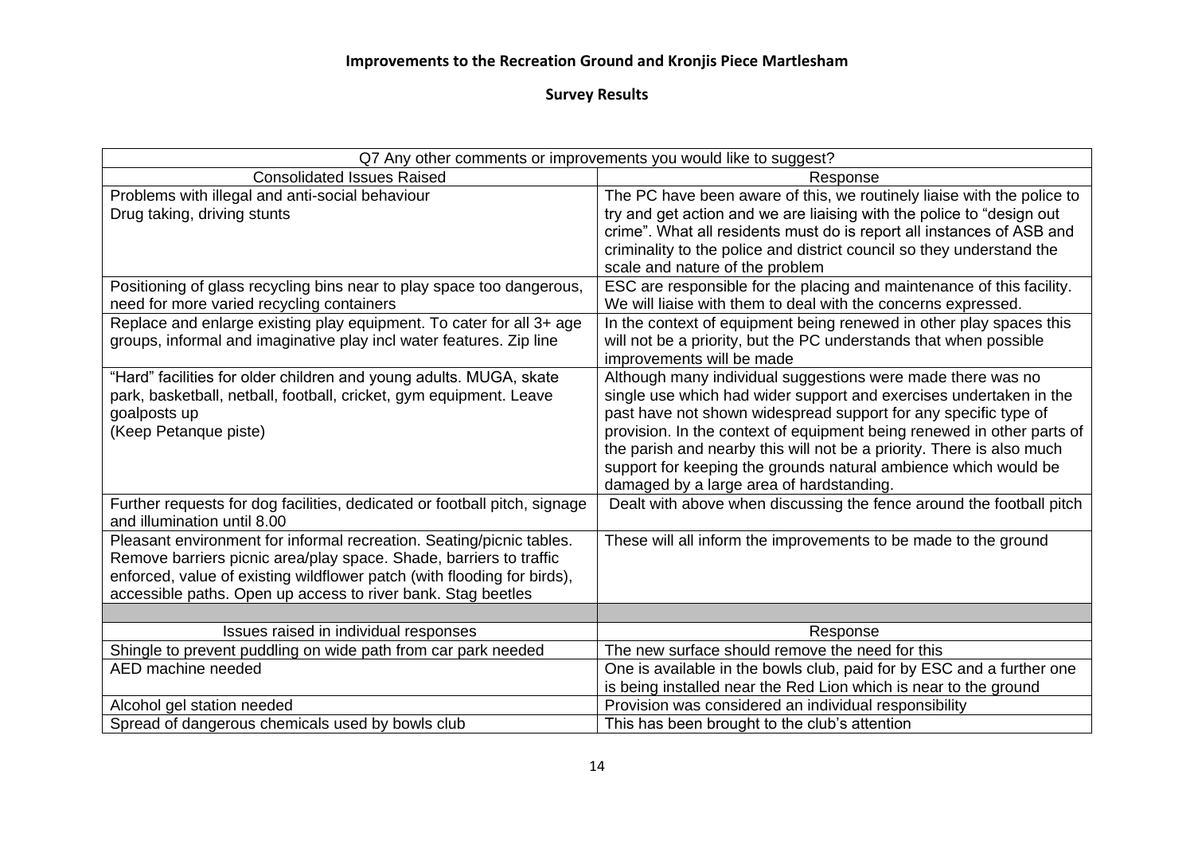**Improvements to the Recreation Ground and Kronjis Piece Martlesham**

**Survey Results**

| Q7 Any other comments or improvements you would like to suggest? | |
|---|---|
| Consolidated Issues Raised | Response |
| Problems with illegal and anti-social behaviour<br>Drug taking, driving stunts | The PC have been aware of this, we routinely liaise with the police to try and get action and we are liaising with the police to "design out crime". What all residents must do is report all instances of ASB and criminality to the police and district council so they understand the scale and nature of the problem |
| Positioning of glass recycling bins near to play space too dangerous, need for more varied recycling containers | ESC are responsible for the placing and maintenance of this facility. We will liaise with them to deal with the concerns expressed. |
| Replace and enlarge existing play equipment. To cater for all 3+ age groups, informal and imaginative play incl water features. Zip line | In the context of equipment being renewed in other play spaces this will not be a priority, but the PC understands that when possible improvements will be made |
| "Hard" facilities for older children and young adults. MUGA, skate park, basketball, netball, football, cricket, gym equipment. Leave goalposts up<br>(Keep Petanque piste) | Although many individual suggestions were made there was no single use which had wider support and exercises undertaken in the past have not shown widespread support for any specific type of provision. In the context of equipment being renewed in other parts of the parish and nearby this will not be a priority. There is also much support for keeping the grounds natural ambience which would be damaged by a large area of hardstanding. |
| Further requests for dog facilities, dedicated or football pitch, signage and illumination until 8.00 | Dealt with above when discussing the fence around the football pitch |
| Pleasant environment for informal recreation. Seating/picnic tables. Remove barriers picnic area/play space. Shade, barriers to traffic enforced, value of existing wildflower patch (with flooding for birds), accessible paths. Open up access to river bank. Stag beetles | These will all inform the improvements to be made to the ground |
| | |
| Issues raised in individual responses | Response |
| Shingle to prevent puddling on wide path from car park needed | The new surface should remove the need for this |
| AED machine needed | One is available in the bowls club, paid for by ESC and a further one is being installed near the Red Lion which is near to the ground |
| Alcohol gel station needed | Provision was considered an individual responsibility |
| Spread of dangerous chemicals used by bowls club | This has been brought to the club's attention |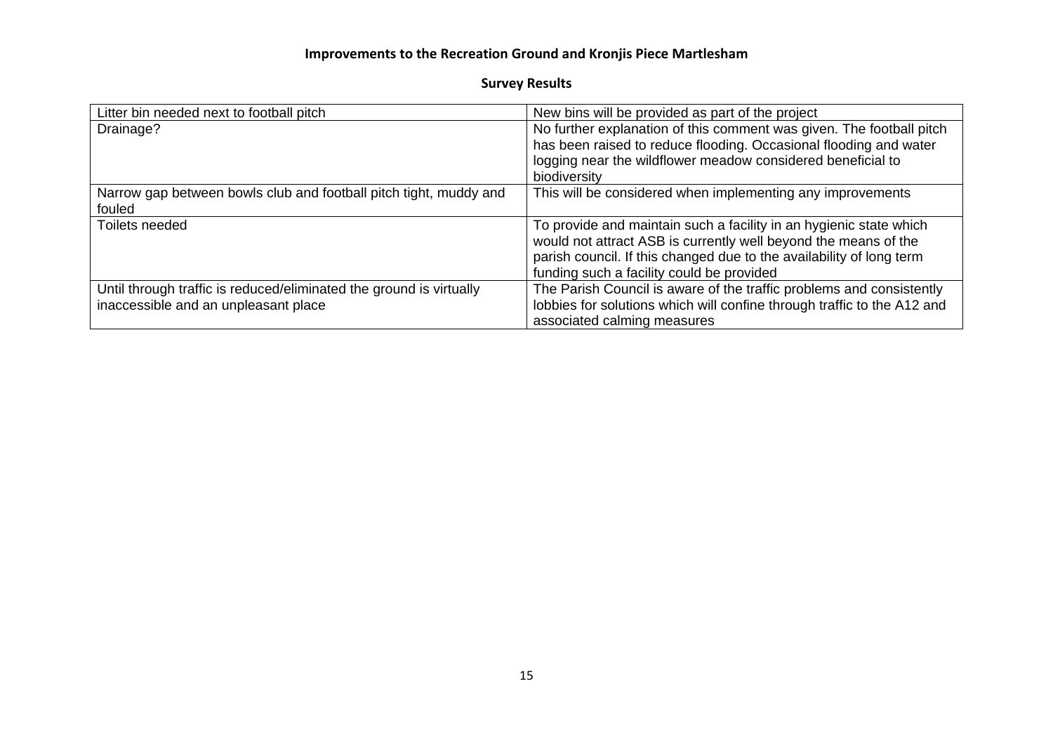# Improvements to the Recreation Ground and Kronjis Piece Martlesham

## Survey Results

| | |
|---|---|
| Litter bin needed next to football pitch | New bins will be provided as part of the project |
| Drainage? | No further explanation of this comment was given. The football pitch has been raised to reduce flooding. Occasional flooding and water logging near the wildflower meadow considered beneficial to biodiversity |
| Narrow gap between bowls club and football pitch tight, muddy and fouled | This will be considered when implementing any improvements |
| Toilets needed | To provide and maintain such a facility in an hygienic state which would not attract ASB is currently well beyond the means of the parish council. If this changed due to the availability of long term funding such a facility could be provided |
| Until through traffic is reduced/eliminated the ground is virtually inaccessible and an unpleasant place | The Parish Council is aware of the traffic problems and consistently lobbies for solutions which will confine through traffic to the A12 and associated calming measures |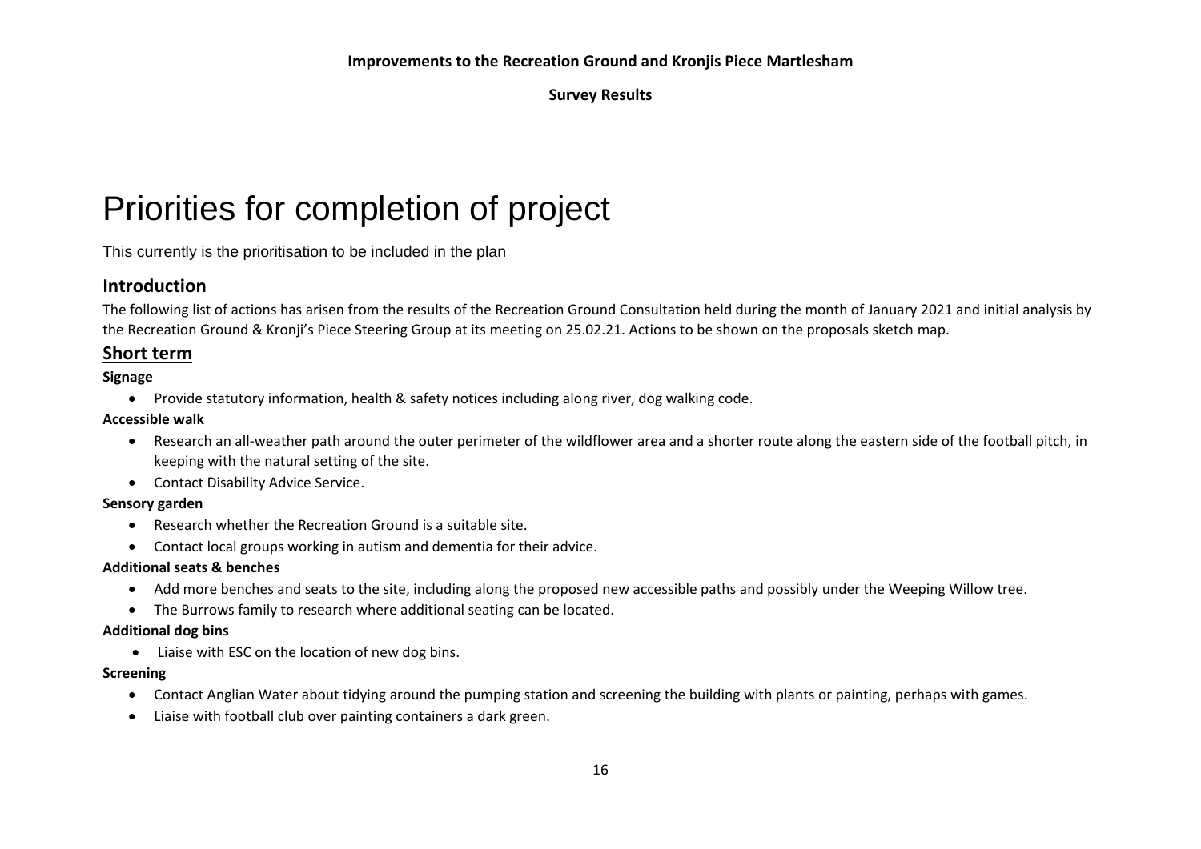# Priorities for completion of project

This currently is the prioritisation to be included in the plan

## Introduction

The following list of actions has arisen from the results of the Recreation Ground Consultation held during the month of January 2021 and initial analysis by the Recreation Ground & Kronji's Piece Steering Group at its meeting on 25.02.21. Actions to be shown on the proposals sketch map.

## Short term

**Signage**

- Provide statutory information, health & safety notices including along river, dog walking code.

**Accessible walk**

- Research an all-weather path around the outer perimeter of the wildflower area and a shorter route along the eastern side of the football pitch, in keeping with the natural setting of the site.
- Contact Disability Advice Service.

**Sensory garden**

- Research whether the Recreation Ground is a suitable site.
- Contact local groups working in autism and dementia for their advice.

**Additional seats & benches**

- Add more benches and seats to the site, including along the proposed new accessible paths and possibly under the Weeping Willow tree.
- The Burrows family to research where additional seating can be located.

**Additional dog bins**

- Liaise with ESC on the location of new dog bins.

**Screening**

- Contact Anglian Water about tidying around the pumping station and screening the building with plants or painting, perhaps with games.
- Liaise with football club over painting containers a dark green.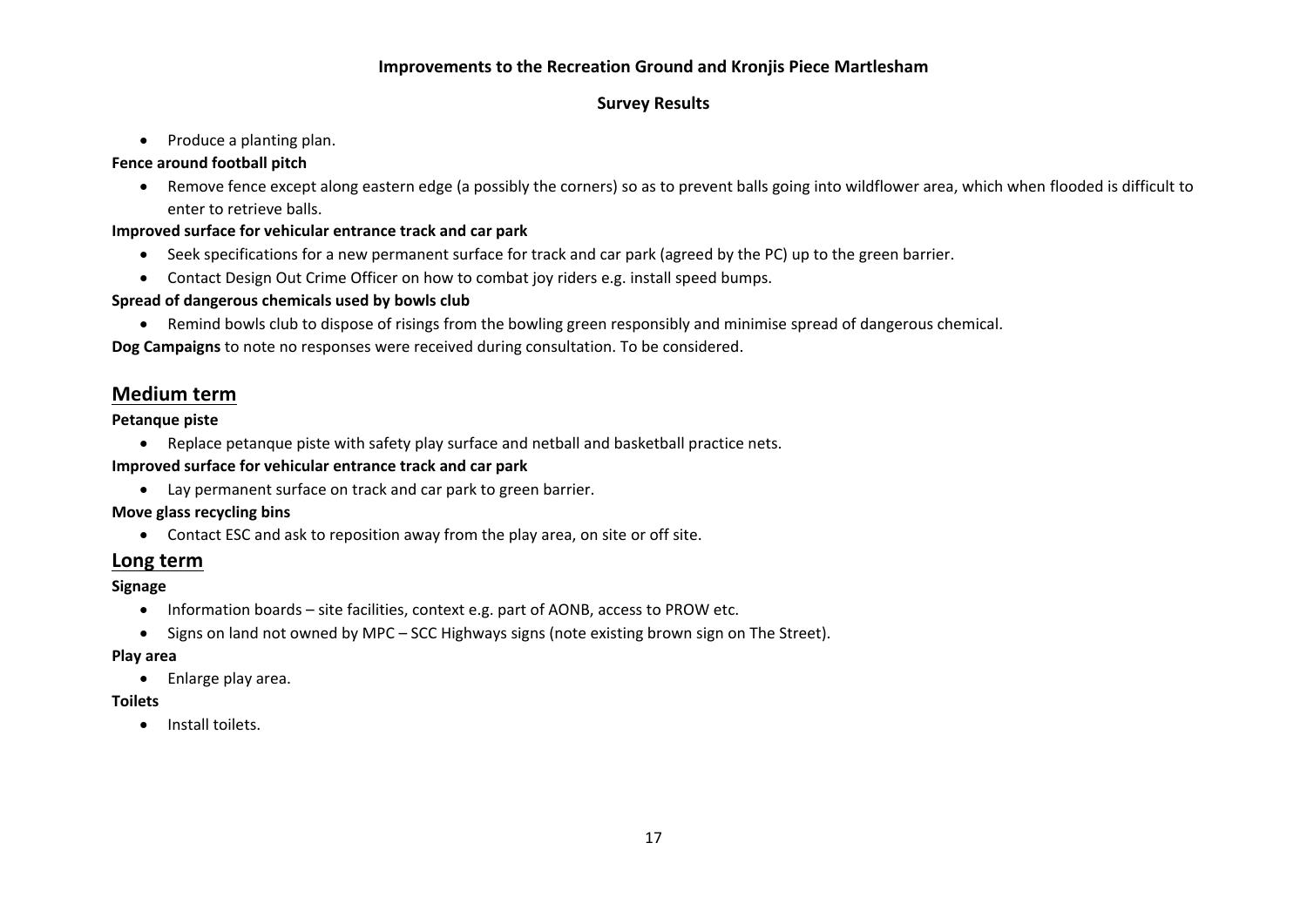**Improvements to the Recreation Ground and Kronjis Piece Martlesham**

**Survey Results**

- Produce a planting plan.

**Fence around football pitch**

- Remove fence except along eastern edge (a possibly the corners) so as to prevent balls going into wildflower area, which when flooded is difficult to enter to retrieve balls.

**Improved surface for vehicular entrance track and car park**

- Seek specifications for a new permanent surface for track and car park (agreed by the PC) up to the green barrier.
- Contact Design Out Crime Officer on how to combat joy riders e.g. install speed bumps.

**Spread of dangerous chemicals used by bowls club**

- Remind bowls club to dispose of risings from the bowling green responsibly and minimise spread of dangerous chemical.

**Dog Campaigns** to note no responses were received during consultation. To be considered.

## Medium term

**Petanque piste**

- Replace petanque piste with safety play surface and netball and basketball practice nets.

**Improved surface for vehicular entrance track and car park**

- Lay permanent surface on track and car park to green barrier.

**Move glass recycling bins**

- Contact ESC and ask to reposition away from the play area, on site or off site.

## Long term

**Signage**

- Information boards – site facilities, context e.g. part of AONB, access to PROW etc.
- Signs on land not owned by MPC – SCC Highways signs (note existing brown sign on The Street).

**Play area**

- Enlarge play area.

**Toilets**

- Install toilets.